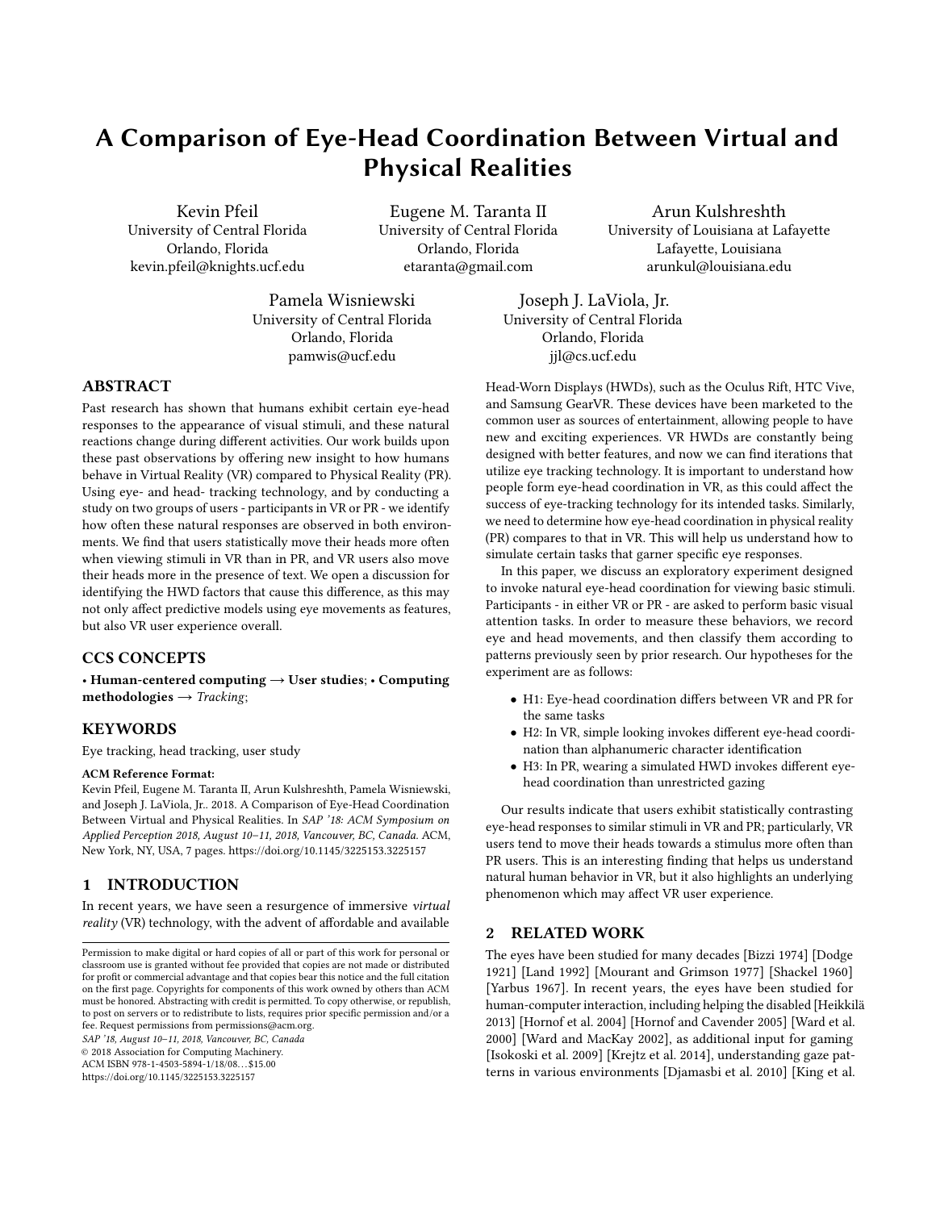# A Comparison of Eye-Head Coordination Between Virtual and Physical Realities

Kevin Pfeil
University of Central Florida
Orlando, Florida
kevin.pfeil@knights.ucf.edu

Eugene M. Taranta II
University of Central Florida
Orlando, Florida
etaranta@gmail.com

Arun Kulshreshth
University of Louisiana at Lafayette
Lafayette, Louisiana
arunkul@louisiana.edu

Pamela Wisniewski
University of Central Florida
Orlando, Florida
pamwis@ucf.edu

Joseph J. LaViola, Jr.
University of Central Florida
Orlando, Florida
jjl@cs.ucf.edu

## ABSTRACT

Past research has shown that humans exhibit certain eye-head responses to the appearance of visual stimuli, and these natural reactions change during different activities. Our work builds upon these past observations by offering new insight to how humans behave in Virtual Reality (VR) compared to Physical Reality (PR). Using eye- and head- tracking technology, and by conducting a study on two groups of users - participants in VR or PR - we identify how often these natural responses are observed in both environments. We find that users statistically move their heads more often when viewing stimuli in VR than in PR, and VR users also move their heads more in the presence of text. We open a discussion for identifying the HWD factors that cause this difference, as this may not only affect predictive models using eye movements as features, but also VR user experience overall.

## CCS CONCEPTS

• **Human-centered computing** → **User studies**; • **Computing methodologies** → *Tracking*;

## KEYWORDS

Eye tracking, head tracking, user study

**ACM Reference Format:**
Kevin Pfeil, Eugene M. Taranta II, Arun Kulshreshth, Pamela Wisniewski, and Joseph J. LaViola, Jr.. 2018. A Comparison of Eye-Head Coordination Between Virtual and Physical Realities. In *SAP '18: ACM Symposium on Applied Perception 2018, August 10–11, 2018, Vancouver, BC, Canada.* ACM, New York, NY, USA, 7 pages. https://doi.org/10.1145/3225153.3225157

## 1 INTRODUCTION

In recent years, we have seen a resurgence of immersive *virtual reality* (VR) technology, with the advent of affordable and available Head-Worn Displays (HWDs), such as the Oculus Rift, HTC Vive, and Samsung GearVR. These devices have been marketed to the common user as sources of entertainment, allowing people to have new and exciting experiences. VR HWDs are constantly being designed with better features, and now we can find iterations that utilize eye tracking technology. It is important to understand how people form eye-head coordination in VR, as this could affect the success of eye-tracking technology for its intended tasks. Similarly, we need to determine how eye-head coordination in physical reality (PR) compares to that in VR. This will help us understand how to simulate certain tasks that garner specific eye responses.

In this paper, we discuss an exploratory experiment designed to invoke natural eye-head coordination for viewing basic stimuli. Participants - in either VR or PR - are asked to perform basic visual attention tasks. In order to measure these behaviors, we record eye and head movements, and then classify them according to patterns previously seen by prior research. Our hypotheses for the experiment are as follows:

- H1: Eye-head coordination differs between VR and PR for the same tasks
- H2: In VR, simple looking invokes different eye-head coordination than alphanumeric character identification
- H3: In PR, wearing a simulated HWD invokes different eye-head coordination than unrestricted gazing

Our results indicate that users exhibit statistically contrasting eye-head responses to similar stimuli in VR and PR; particularly, VR users tend to move their heads towards a stimulus more often than PR users. This is an interesting finding that helps us understand natural human behavior in VR, but it also highlights an underlying phenomenon which may affect VR user experience.

## 2 RELATED WORK

The eyes have been studied for many decades [Bizzi 1974] [Dodge 1921] [Land 1992] [Mourant and Grimson 1977] [Shackel 1960] [Yarbus 1967]. In recent years, the eyes have been studied for human-computer interaction, including helping the disabled [Heikkilä 2013] [Hornof et al. 2004] [Hornof and Cavender 2005] [Ward et al. 2000] [Ward and MacKay 2002], as additional input for gaming [Isokoski et al. 2009] [Krejtz et al. 2014], understanding gaze patterns in various environments [Djamasbi et al. 2010] [King et al.

Permission to make digital or hard copies of all or part of this work for personal or classroom use is granted without fee provided that copies are not made or distributed for profit or commercial advantage and that copies bear this notice and the full citation on the first page. Copyrights for components of this work owned by others than ACM must be honored. Abstracting with credit is permitted. To copy otherwise, or republish, to post on servers or to redistribute to lists, requires prior specific permission and/or a fee. Request permissions from permissions@acm.org.
SAP '18, August 10–11, 2018, Vancouver, BC, Canada
© 2018 Association for Computing Machinery.
ACM ISBN 978-1-4503-5894-1/18/08…$15.00
https://doi.org/10.1145/3225153.3225157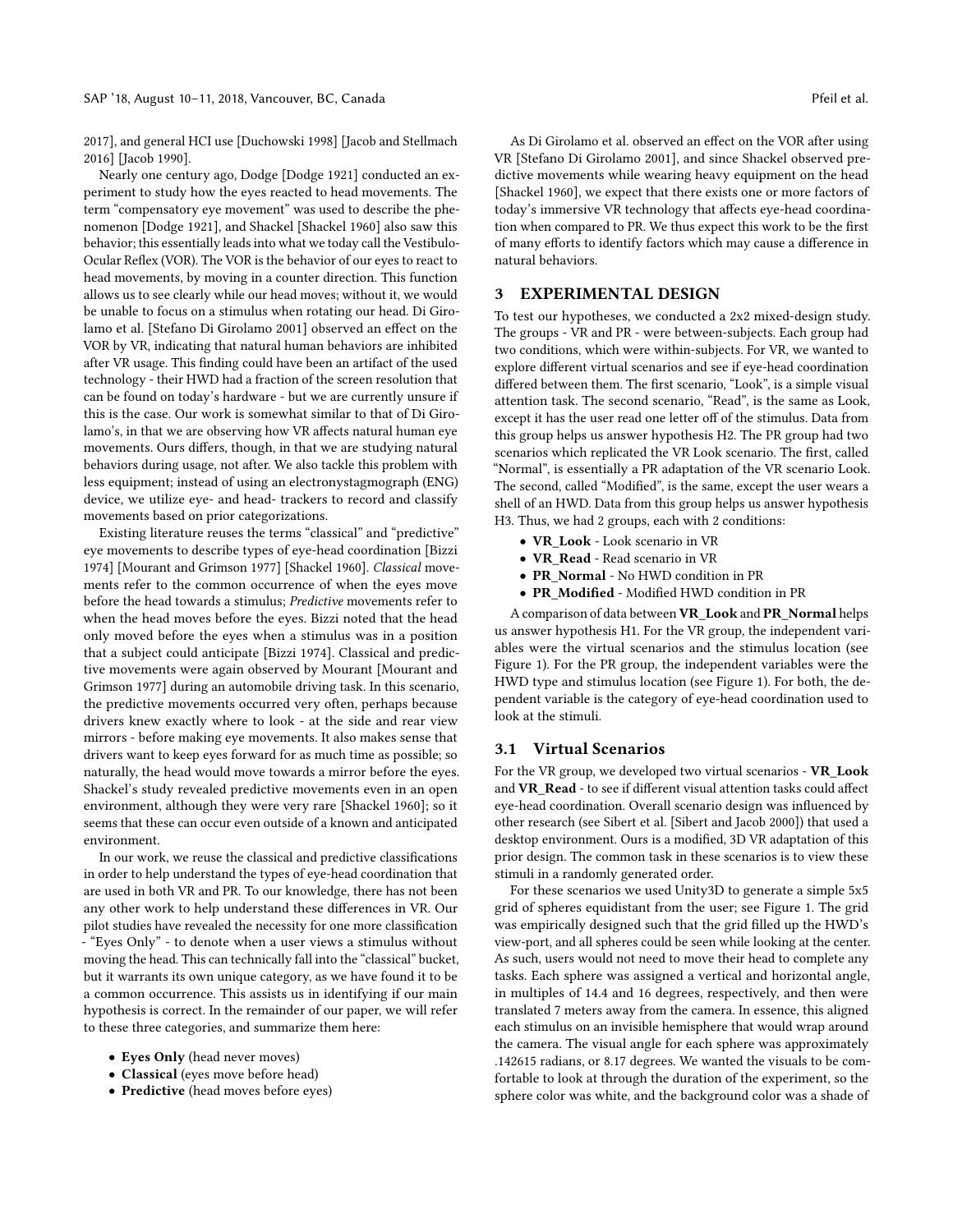2017], and general HCI use [Duchowski 1998] [Jacob and Stellmach 2016] [Jacob 1990].

Nearly one century ago, Dodge [Dodge 1921] conducted an experiment to study how the eyes reacted to head movements. The term "compensatory eye movement" was used to describe the phenomenon [Dodge 1921], and Shackel [Shackel 1960] also saw this behavior; this essentially leads into what we today call the Vestibulo-Ocular Reflex (VOR). The VOR is the behavior of our eyes to react to head movements, by moving in a counter direction. This function allows us to see clearly while our head moves; without it, we would be unable to focus on a stimulus when rotating our head. Di Girolamo et al. [Stefano Di Girolamo 2001] observed an effect on the VOR by VR, indicating that natural human behaviors are inhibited after VR usage. This finding could have been an artifact of the used technology - their HWD had a fraction of the screen resolution that can be found on today's hardware - but we are currently unsure if this is the case. Our work is somewhat similar to that of Di Girolamo's, in that we are observing how VR affects natural human eye movements. Ours differs, though, in that we are studying natural behaviors during usage, not after. We also tackle this problem with less equipment; instead of using an electronystagmograph (ENG) device, we utilize eye- and head- trackers to record and classify movements based on prior categorizations.

Existing literature reuses the terms "classical" and "predictive" eye movements to describe types of eye-head coordination [Bizzi 1974] [Mourant and Grimson 1977] [Shackel 1960]. *Classical* movements refer to the common occurrence of when the eyes move before the head towards a stimulus; *Predictive* movements refer to when the head moves before the eyes. Bizzi noted that the head only moved before the eyes when a stimulus was in a position that a subject could anticipate [Bizzi 1974]. Classical and predictive movements were again observed by Mourant [Mourant and Grimson 1977] during an automobile driving task. In this scenario, the predictive movements occurred very often, perhaps because drivers knew exactly where to look - at the side and rear view mirrors - before making eye movements. It also makes sense that drivers want to keep eyes forward for as much time as possible; so naturally, the head would move towards a mirror before the eyes. Shackel's study revealed predictive movements even in an open environment, although they were very rare [Shackel 1960]; so it seems that these can occur even outside of a known and anticipated environment.

In our work, we reuse the classical and predictive classifications in order to help understand the types of eye-head coordination that are used in both VR and PR. To our knowledge, there has not been any other work to help understand these differences in VR. Our pilot studies have revealed the necessity for one more classification - "Eyes Only" - to denote when a user views a stimulus without moving the head. This can technically fall into the "classical" bucket, but it warrants its own unique category, as we have found it to be a common occurrence. This assists us in identifying if our main hypothesis is correct. In the remainder of our paper, we will refer to these three categories, and summarize them here:

- **Eyes Only** (head never moves)
- **Classical** (eyes move before head)
- **Predictive** (head moves before eyes)

As Di Girolamo et al. observed an effect on the VOR after using VR [Stefano Di Girolamo 2001], and since Shackel observed predictive movements while wearing heavy equipment on the head [Shackel 1960], we expect that there exists one or more factors of today's immersive VR technology that affects eye-head coordination when compared to PR. We thus expect this work to be the first of many efforts to identify factors which may cause a difference in natural behaviors.

## 3 EXPERIMENTAL DESIGN

To test our hypotheses, we conducted a 2x2 mixed-design study. The groups - VR and PR - were between-subjects. Each group had two conditions, which were within-subjects. For VR, we wanted to explore different virtual scenarios and see if eye-head coordination differed between them. The first scenario, "Look", is a simple visual attention task. The second scenario, "Read", is the same as Look, except it has the user read one letter off of the stimulus. Data from this group helps us answer hypothesis H2. The PR group had two scenarios which replicated the VR Look scenario. The first, called "Normal", is essentially a PR adaptation of the VR scenario Look. The second, called "Modified", is the same, except the user wears a shell of an HWD. Data from this group helps us answer hypothesis H3. Thus, we had 2 groups, each with 2 conditions:

- **VR_Look** - Look scenario in VR
- **VR_Read** - Read scenario in VR
- **PR_Normal** - No HWD condition in PR
- **PR_Modified** - Modified HWD condition in PR

A comparison of data between **VR_Look** and **PR_Normal** helps us answer hypothesis H1. For the VR group, the independent variables were the virtual scenarios and the stimulus location (see Figure 1). For the PR group, the independent variables were the HWD type and stimulus location (see Figure 1). For both, the dependent variable is the category of eye-head coordination used to look at the stimuli.

### 3.1 Virtual Scenarios

For the VR group, we developed two virtual scenarios - **VR_Look** and **VR_Read** - to see if different visual attention tasks could affect eye-head coordination. Overall scenario design was influenced by other research (see Sibert et al. [Sibert and Jacob 2000]) that used a desktop environment. Ours is a modified, 3D VR adaptation of this prior design. The common task in these scenarios is to view these stimuli in a randomly generated order.

For these scenarios we used Unity3D to generate a simple 5x5 grid of spheres equidistant from the user; see Figure 1. The grid was empirically designed such that the grid filled up the HWD's view-port, and all spheres could be seen while looking at the center. As such, users would not need to move their head to complete any tasks. Each sphere was assigned a vertical and horizontal angle, in multiples of 14.4 and 16 degrees, respectively, and then were translated 7 meters away from the camera. In essence, this aligned each stimulus on an invisible hemisphere that would wrap around the camera. The visual angle for each sphere was approximately .142615 radians, or 8.17 degrees. We wanted the visuals to be comfortable to look at through the duration of the experiment, so the sphere color was white, and the background color was a shade of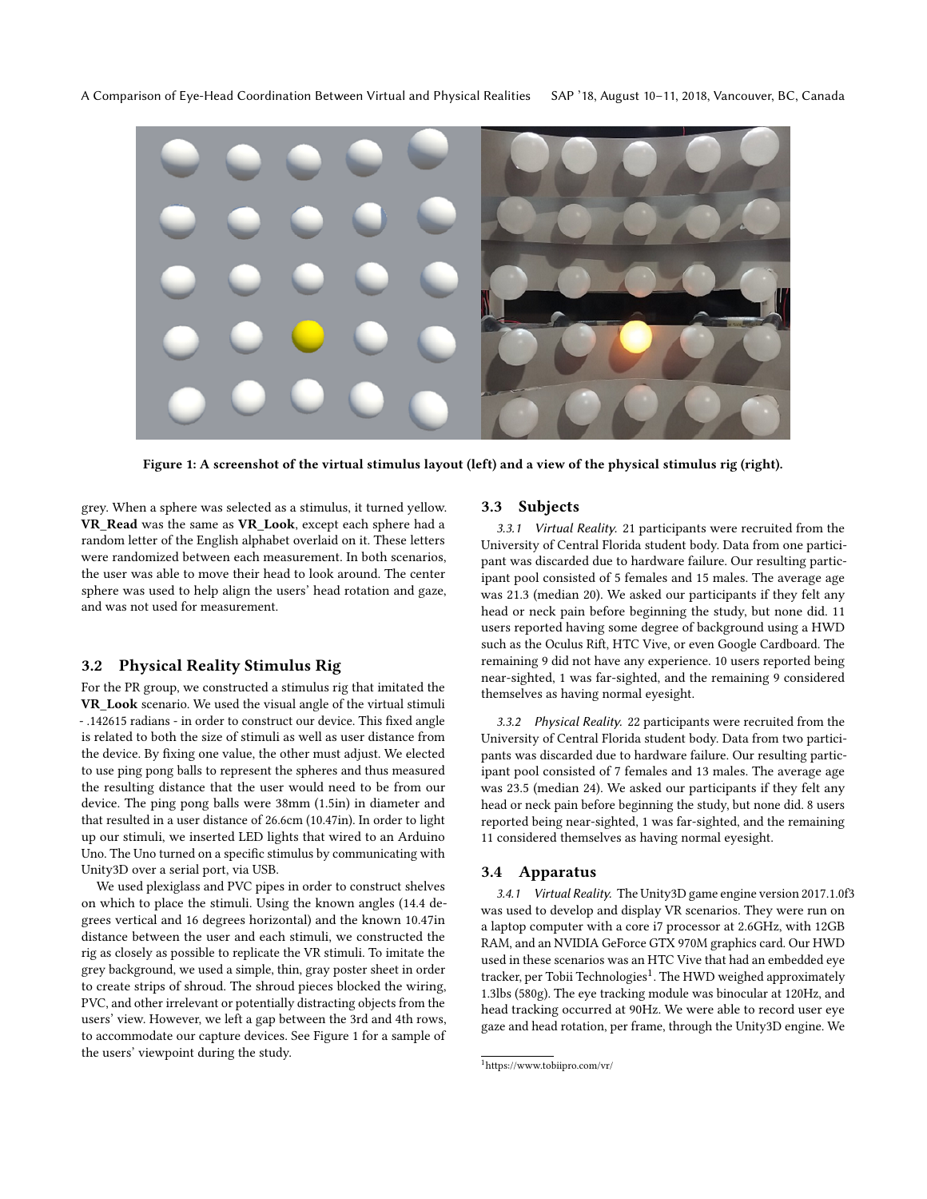Figure 1: A screenshot of the virtual stimulus layout (left) and a view of the physical stimulus rig (right).

grey. When a sphere was selected as a stimulus, it turned yellow. **VR_Read** was the same as **VR_Look**, except each sphere had a random letter of the English alphabet overlaid on it. These letters were randomized between each measurement. In both scenarios, the user was able to move their head to look around. The center sphere was used to help align the users' head rotation and gaze, and was not used for measurement.

## 3.2 Physical Reality Stimulus Rig

For the PR group, we constructed a stimulus rig that imitated the **VR_Look** scenario. We used the visual angle of the virtual stimuli - .142615 radians - in order to construct our device. This fixed angle is related to both the size of stimuli as well as user distance from the device. By fixing one value, the other must adjust. We elected to use ping pong balls to represent the spheres and thus measured the resulting distance that the user would need to be from our device. The ping pong balls were 38mm (1.5in) in diameter and that resulted in a user distance of 26.6cm (10.47in). In order to light up our stimuli, we inserted LED lights that wired to an Arduino Uno. The Uno turned on a specific stimulus by communicating with Unity3D over a serial port, via USB.

We used plexiglass and PVC pipes in order to construct shelves on which to place the stimuli. Using the known angles (14.4 degrees vertical and 16 degrees horizontal) and the known 10.47in distance between the user and each stimuli, we constructed the rig as closely as possible to replicate the VR stimuli. To imitate the grey background, we used a simple, thin, gray poster sheet in order to create strips of shroud. The shroud pieces blocked the wiring, PVC, and other irrelevant or potentially distracting objects from the users' view. However, we left a gap between the 3rd and 4th rows, to accommodate our capture devices. See Figure 1 for a sample of the users' viewpoint during the study.

## 3.3 Subjects

*3.3.1 Virtual Reality.* 21 participants were recruited from the University of Central Florida student body. Data from one participant was discarded due to hardware failure. Our resulting participant pool consisted of 5 females and 15 males. The average age was 21.3 (median 20). We asked our participants if they felt any head or neck pain before beginning the study, but none did. 11 users reported having some degree of background using a HWD such as the Oculus Rift, HTC Vive, or even Google Cardboard. The remaining 9 did not have any experience. 10 users reported being near-sighted, 1 was far-sighted, and the remaining 9 considered themselves as having normal eyesight.

*3.3.2 Physical Reality.* 22 participants were recruited from the University of Central Florida student body. Data from two participants was discarded due to hardware failure. Our resulting participant pool consisted of 7 females and 13 males. The average age was 23.5 (median 24). We asked our participants if they felt any head or neck pain before beginning the study, but none did. 8 users reported being near-sighted, 1 was far-sighted, and the remaining 11 considered themselves as having normal eyesight.

## 3.4 Apparatus

*3.4.1 Virtual Reality.* The Unity3D game engine version 2017.1.0f3 was used to develop and display VR scenarios. They were run on a laptop computer with a core i7 processor at 2.6GHz, with 12GB RAM, and an NVIDIA GeForce GTX 970M graphics card. Our HWD used in these scenarios was an HTC Vive that had an embedded eye tracker, per Tobii Technologies[1]. The HWD weighed approximately 1.3lbs (580g). The eye tracking module was binocular at 120Hz, and head tracking occurred at 90Hz. We were able to record user eye gaze and head rotation, per frame, through the Unity3D engine. We

[1] https://www.tobiipro.com/vr/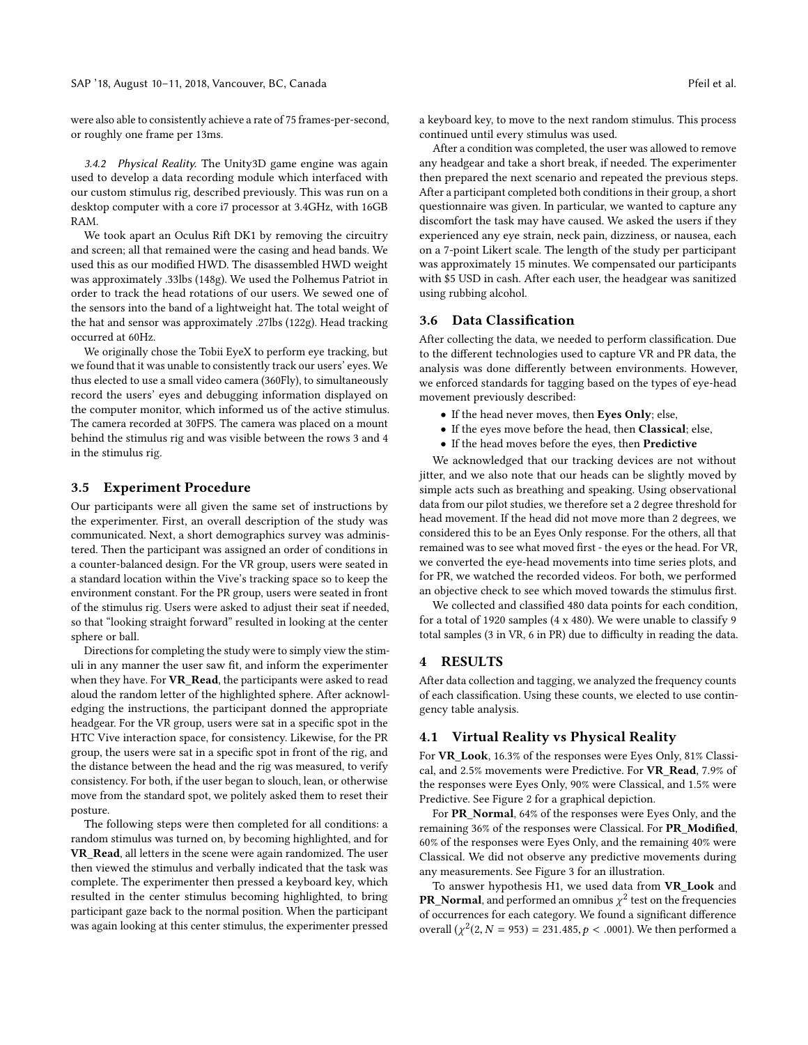were also able to consistently achieve a rate of 75 frames-per-second, or roughly one frame per 13ms.

*3.4.2 Physical Reality.* The Unity3D game engine was again used to develop a data recording module which interfaced with our custom stimulus rig, described previously. This was run on a desktop computer with a core i7 processor at 3.4GHz, with 16GB RAM.

We took apart an Oculus Rift DK1 by removing the circuitry and screen; all that remained were the casing and head bands. We used this as our modified HWD. The disassembled HWD weight was approximately .33lbs (148g). We used the Polhemus Patriot in order to track the head rotations of our users. We sewed one of the sensors into the band of a lightweight hat. The total weight of the hat and sensor was approximately .27lbs (122g). Head tracking occurred at 60Hz.

We originally chose the Tobii EyeX to perform eye tracking, but we found that it was unable to consistently track our users' eyes. We thus elected to use a small video camera (360Fly), to simultaneously record the users' eyes and debugging information displayed on the computer monitor, which informed us of the active stimulus. The camera recorded at 30FPS. The camera was placed on a mount behind the stimulus rig and was visible between the rows 3 and 4 in the stimulus rig.

## 3.5 Experiment Procedure

Our participants were all given the same set of instructions by the experimenter. First, an overall description of the study was communicated. Next, a short demographics survey was administered. Then the participant was assigned an order of conditions in a counter-balanced design. For the VR group, users were seated in a standard location within the Vive's tracking space so to keep the environment constant. For the PR group, users were seated in front of the stimulus rig. Users were asked to adjust their seat if needed, so that "looking straight forward" resulted in looking at the center sphere or ball.

Directions for completing the study were to simply view the stimuli in any manner the user saw fit, and inform the experimenter when they have. For **VR_Read**, the participants were asked to read aloud the random letter of the highlighted sphere. After acknowledging the instructions, the participant donned the appropriate headgear. For the VR group, users were sat in a specific spot in the HTC Vive interaction space, for consistency. Likewise, for the PR group, the users were sat in a specific spot in front of the rig, and the distance between the head and the rig was measured, to verify consistency. For both, if the user began to slouch, lean, or otherwise move from the standard spot, we politely asked them to reset their posture.

The following steps were then completed for all conditions: a random stimulus was turned on, by becoming highlighted, and for **VR_Read**, all letters in the scene were again randomized. The user then viewed the stimulus and verbally indicated that the task was complete. The experimenter then pressed a keyboard key, which resulted in the center stimulus becoming highlighted, to bring participant gaze back to the normal position. When the participant was again looking at this center stimulus, the experimenter pressed a keyboard key, to move to the next random stimulus. This process continued until every stimulus was used.

After a condition was completed, the user was allowed to remove any headgear and take a short break, if needed. The experimenter then prepared the next scenario and repeated the previous steps. After a participant completed both conditions in their group, a short questionnaire was given. In particular, we wanted to capture any discomfort the task may have caused. We asked the users if they experienced any eye strain, neck pain, dizziness, or nausea, each on a 7-point Likert scale. The length of the study per participant was approximately 15 minutes. We compensated our participants with $5 USD in cash. After each user, the headgear was sanitized using rubbing alcohol.

## 3.6 Data Classification

After collecting the data, we needed to perform classification. Due to the different technologies used to capture VR and PR data, the analysis was done differently between environments. However, we enforced standards for tagging based on the types of eye-head movement previously described:

- If the head never moves, then **Eyes Only**; else,
- If the eyes move before the head, then **Classical**; else,
- If the head moves before the eyes, then **Predictive**

We acknowledged that our tracking devices are not without jitter, and we also note that our heads can be slightly moved by simple acts such as breathing and speaking. Using observational data from our pilot studies, we therefore set a 2 degree threshold for head movement. If the head did not move more than 2 degrees, we considered this to be an Eyes Only response. For the others, all that remained was to see what moved first - the eyes or the head. For VR, we converted the eye-head movements into time series plots, and for PR, we watched the recorded videos. For both, we performed an objective check to see which moved towards the stimulus first.

We collected and classified 480 data points for each condition, for a total of 1920 samples (4 x 480). We were unable to classify 9 total samples (3 in VR, 6 in PR) due to difficulty in reading the data.

# 4 RESULTS

After data collection and tagging, we analyzed the frequency counts of each classification. Using these counts, we elected to use contingency table analysis.

## 4.1 Virtual Reality vs Physical Reality

For **VR_Look**, 16.3% of the responses were Eyes Only, 81% Classical, and 2.5% movements were Predictive. For **VR_Read**, 7.9% of the responses were Eyes Only, 90% were Classical, and 1.5% were Predictive. See Figure 2 for a graphical depiction.

For **PR_Normal**, 64% of the responses were Eyes Only, and the remaining 36% of the responses were Classical. For **PR_Modified**, 60% of the responses were Eyes Only, and the remaining 40% were Classical. We did not observe any predictive movements during any measurements. See Figure 3 for an illustration.

To answer hypothesis H1, we used data from **VR_Look** and **PR_Normal**, and performed an omnibus $\chi^2$ test on the frequencies of occurrences for each category. We found a significant difference overall ($\chi^2(2, N = 953) = 231.485, p < .0001$). We then performed a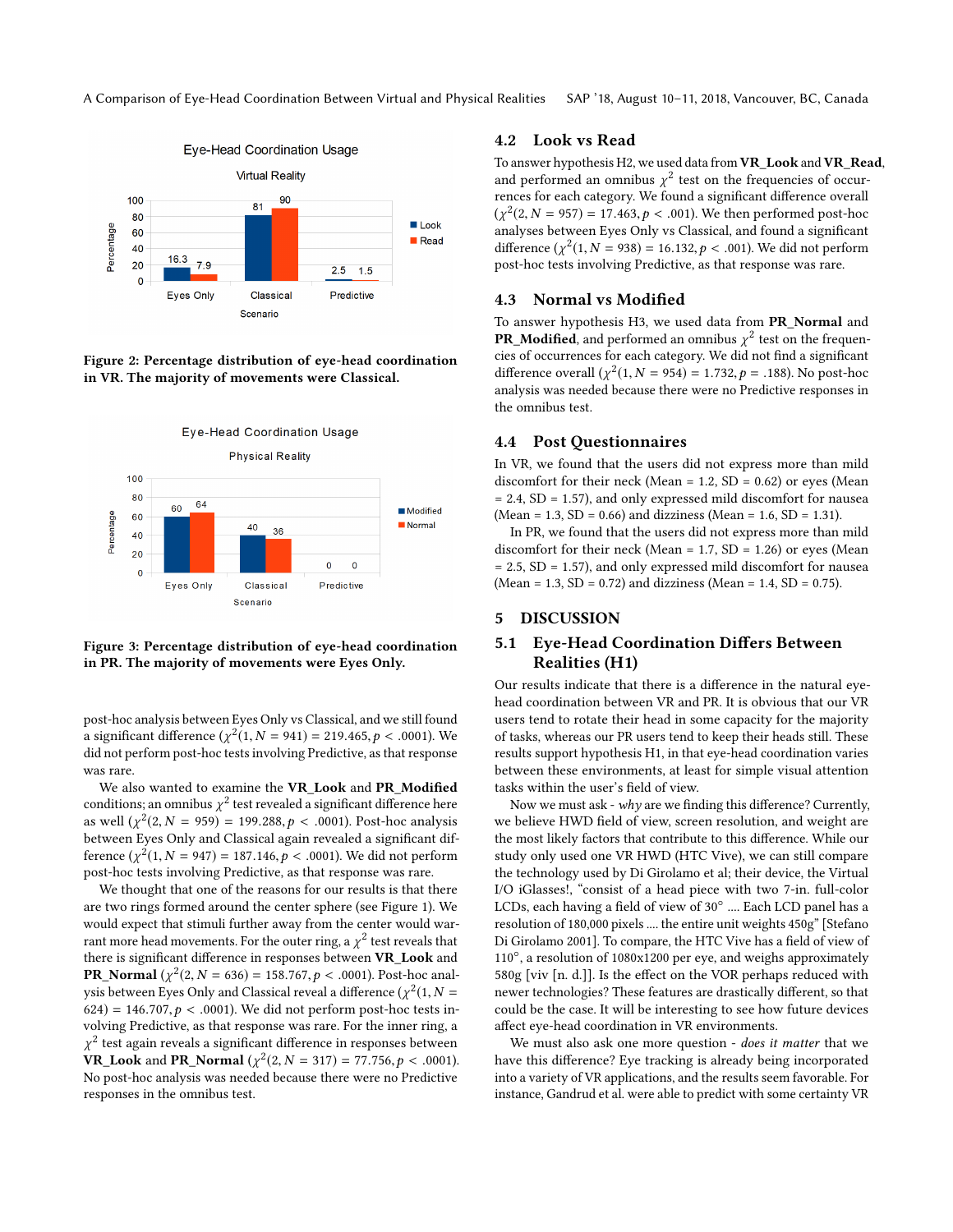Figure 2: Percentage distribution of eye-head coordination in VR. The majority of movements were Classical.

Figure 3: Percentage distribution of eye-head coordination in PR. The majority of movements were Eyes Only.

post-hoc analysis between Eyes Only vs Classical, and we still found a significant difference ($\chi^2(1, N = 941) = 219.465, p < .0001$). We did not perform post-hoc tests involving Predictive, as that response was rare.

We also wanted to examine the **VR_Look** and **PR_Modified** conditions; an omnibus $\chi^2$ test revealed a significant difference here as well ($\chi^2(2, N = 959) = 199.288, p < .0001$). Post-hoc analysis between Eyes Only and Classical again revealed a significant difference ($\chi^2(1, N = 947) = 187.146, p < .0001$). We did not perform post-hoc tests involving Predictive, as that response was rare.

We thought that one of the reasons for our results is that there are two rings formed around the center sphere (see Figure 1). We would expect that stimuli further away from the center would warrant more head movements. For the outer ring, a $\chi^2$ test reveals that there is significant difference in responses between **VR_Look** and **PR_Normal** ($\chi^2(2, N = 636) = 158.767, p < .0001$). Post-hoc analysis between Eyes Only and Classical reveal a difference ($\chi^2(1, N = 624) = 146.707, p < .0001$). We did not perform post-hoc tests involving Predictive, as that response was rare. For the inner ring, a $\chi^2$ test again reveals a significant difference in responses between **VR_Look** and **PR_Normal** ($\chi^2(2, N = 317) = 77.756, p < .0001$). No post-hoc analysis was needed because there were no Predictive responses in the omnibus test.

## 4.2 Look vs Read

To answer hypothesis H2, we used data from **VR_Look** and **VR_Read**, and performed an omnibus $\chi^2$ test on the frequencies of occurrences for each category. We found a significant difference overall ($\chi^2(2, N = 957) = 17.463, p < .001$). We then performed post-hoc analyses between Eyes Only vs Classical, and found a significant difference ($\chi^2(1, N = 938) = 16.132, p < .001$). We did not perform post-hoc tests involving Predictive, as that response was rare.

## 4.3 Normal vs Modified

To answer hypothesis H3, we used data from **PR_Normal** and **PR_Modified**, and performed an omnibus $\chi^2$ test on the frequencies of occurrences for each category. We did not find a significant difference overall ($\chi^2(1, N = 954) = 1.732, p = .188$). No post-hoc analysis was needed because there were no Predictive responses in the omnibus test.

## 4.4 Post Questionnaires

In VR, we found that the users did not express more than mild discomfort for their neck (Mean = 1.2, SD = 0.62) or eyes (Mean = 2.4, SD = 1.57), and only expressed mild discomfort for nausea (Mean = 1.3, SD = 0.66) and dizziness (Mean = 1.6, SD = 1.31).

In PR, we found that the users did not express more than mild discomfort for their neck (Mean = 1.7, SD = 1.26) or eyes (Mean = 2.5, SD = 1.57), and only expressed mild discomfort for nausea (Mean = 1.3, SD = 0.72) and dizziness (Mean = 1.4, SD = 0.75).

# 5 DISCUSSION

## 5.1 Eye-Head Coordination Differs Between Realities (H1)

Our results indicate that there is a difference in the natural eye-head coordination between VR and PR. It is obvious that our VR users tend to rotate their head in some capacity for the majority of tasks, whereas our PR users tend to keep their heads still. These results support hypothesis H1, in that eye-head coordination varies between these environments, at least for simple visual attention tasks within the user's field of view.

Now we must ask - *why* are we finding this difference? Currently, we believe HWD field of view, screen resolution, and weight are the most likely factors that contribute to this difference. While our study only used one VR HWD (HTC Vive), we can still compare the technology used by Di Girolamo et al; their device, the Virtual I/O iGlasses!, "consist of a head piece with two 7-in. full-color LCDs, each having a field of view of 30° .... Each LCD panel has a resolution of 180,000 pixels .... the entire unit weights 450g" [Stefano Di Girolamo 2001]. To compare, the HTC Vive has a field of view of 110°, a resolution of 1080x1200 per eye, and weighs approximately 580g [viv [n. d.]]. Is the effect on the VOR perhaps reduced with newer technologies? These features are drastically different, so that could be the case. It will be interesting to see how future devices affect eye-head coordination in VR environments.

We must also ask one more question - *does it matter* that we have this difference? Eye tracking is already being incorporated into a variety of VR applications, and the results seem favorable. For instance, Gandrud et al. were able to predict with some certainty VR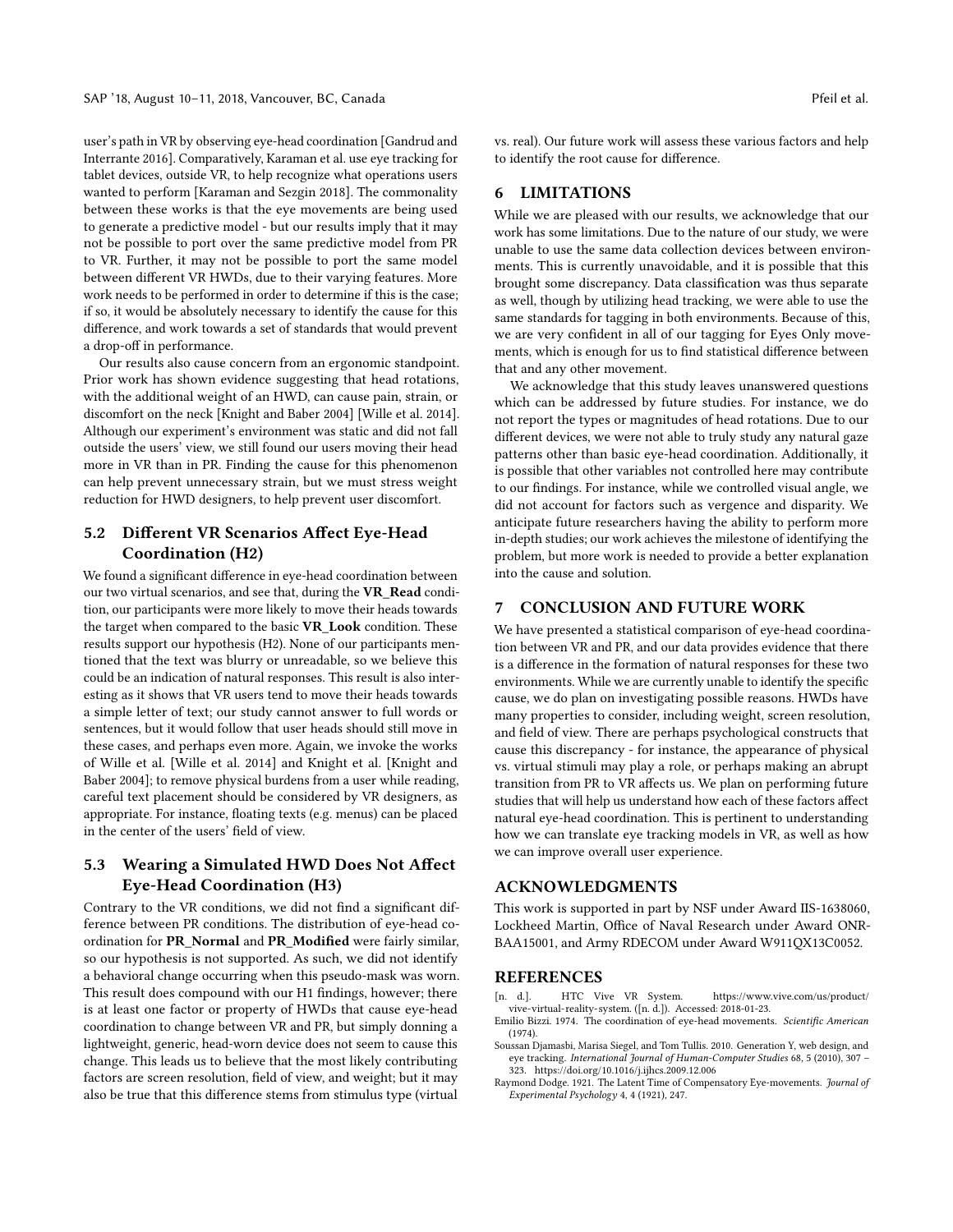user's path in VR by observing eye-head coordination [Gandrud and Interrante 2016]. Comparatively, Karaman et al. use eye tracking for tablet devices, outside VR, to help recognize what operations users wanted to perform [Karaman and Sezgin 2018]. The commonality between these works is that the eye movements are being used to generate a predictive model - but our results imply that it may not be possible to port over the same predictive model from PR to VR. Further, it may not be possible to port the same model between different VR HWDs, due to their varying features. More work needs to be performed in order to determine if this is the case; if so, it would be absolutely necessary to identify the cause for this difference, and work towards a set of standards that would prevent a drop-off in performance.

Our results also cause concern from an ergonomic standpoint. Prior work has shown evidence suggesting that head rotations, with the additional weight of an HWD, can cause pain, strain, or discomfort on the neck [Knight and Baber 2004] [Wille et al. 2014]. Although our experiment's environment was static and did not fall outside the users' view, we still found our users moving their head more in VR than in PR. Finding the cause for this phenomenon can help prevent unnecessary strain, but we must stress weight reduction for HWD designers, to help prevent user discomfort.

### 5.2 Different VR Scenarios Affect Eye-Head Coordination (H2)

We found a significant difference in eye-head coordination between our two virtual scenarios, and see that, during the **VR_Read** condition, our participants were more likely to move their heads towards the target when compared to the basic **VR_Look** condition. These results support our hypothesis (H2). None of our participants mentioned that the text was blurry or unreadable, so we believe this could be an indication of natural responses. This result is also interesting as it shows that VR users tend to move their heads towards a simple letter of text; our study cannot answer to full words or sentences, but it would follow that user heads should still move in these cases, and perhaps even more. Again, we invoke the works of Wille et al. [Wille et al. 2014] and Knight et al. [Knight and Baber 2004]; to remove physical burdens from a user while reading, careful text placement should be considered by VR designers, as appropriate. For instance, floating texts (e.g. menus) can be placed in the center of the users' field of view.

### 5.3 Wearing a Simulated HWD Does Not Affect Eye-Head Coordination (H3)

Contrary to the VR conditions, we did not find a significant difference between PR conditions. The distribution of eye-head coordination for **PR_Normal** and **PR_Modified** were fairly similar, so our hypothesis is not supported. As such, we did not identify a behavioral change occurring when this pseudo-mask was worn. This result does compound with our H1 findings, however; there is at least one factor or property of HWDs that cause eye-head coordination to change between VR and PR, but simply donning a lightweight, generic, head-worn device does not seem to cause this change. This leads us to believe that the most likely contributing factors are screen resolution, field of view, and weight; but it may also be true that this difference stems from stimulus type (virtual vs. real). Our future work will assess these various factors and help to identify the root cause for difference.

## 6 LIMITATIONS

While we are pleased with our results, we acknowledge that our work has some limitations. Due to the nature of our study, we were unable to use the same data collection devices between environments. This is currently unavoidable, and it is possible that this brought some discrepancy. Data classification was thus separate as well, though by utilizing head tracking, we were able to use the same standards for tagging in both environments. Because of this, we are very confident in all of our tagging for Eyes Only movements, which is enough for us to find statistical difference between that and any other movement.

We acknowledge that this study leaves unanswered questions which can be addressed by future studies. For instance, we do not report the types or magnitudes of head rotations. Due to our different devices, we were not able to truly study any natural gaze patterns other than basic eye-head coordination. Additionally, it is possible that other variables not controlled here may contribute to our findings. For instance, while we controlled visual angle, we did not account for factors such as vergence and disparity. We anticipate future researchers having the ability to perform more in-depth studies; our work achieves the milestone of identifying the problem, but more work is needed to provide a better explanation into the cause and solution.

## 7 CONCLUSION AND FUTURE WORK

We have presented a statistical comparison of eye-head coordination between VR and PR, and our data provides evidence that there is a difference in the formation of natural responses for these two environments. While we are currently unable to identify the specific cause, we do plan on investigating possible reasons. HWDs have many properties to consider, including weight, screen resolution, and field of view. There are perhaps psychological constructs that cause this discrepancy - for instance, the appearance of physical vs. virtual stimuli may play a role, or perhaps making an abrupt transition from PR to VR affects us. We plan on performing future studies that will help us understand how each of these factors affect natural eye-head coordination. This is pertinent to understanding how we can translate eye tracking models in VR, as well as how we can improve overall user experience.

## ACKNOWLEDGMENTS

This work is supported in part by NSF under Award IIS-1638060, Lockheed Martin, Office of Naval Research under Award ONR-BAA15001, and Army RDECOM under Award W911QX13C0052.

## REFERENCES

[n. d.]. HTC Vive VR System. https://www.vive.com/us/product/vive-virtual-reality-system. ([n. d.]). Accessed: 2018-01-23.

Emilio Bizzi. 1974. The coordination of eye-head movements. *Scientific American* (1974).

Soussan Djamasbi, Marisa Siegel, and Tom Tullis. 2010. Generation Y, web design, and eye tracking. *International Journal of Human-Computer Studies* 68, 5 (2010), 307 – 323. https://doi.org/10.1016/j.ijhcs.2009.12.006

Raymond Dodge. 1921. The Latent Time of Compensatory Eye-movements. *Journal of Experimental Psychology* 4, 4 (1921), 247.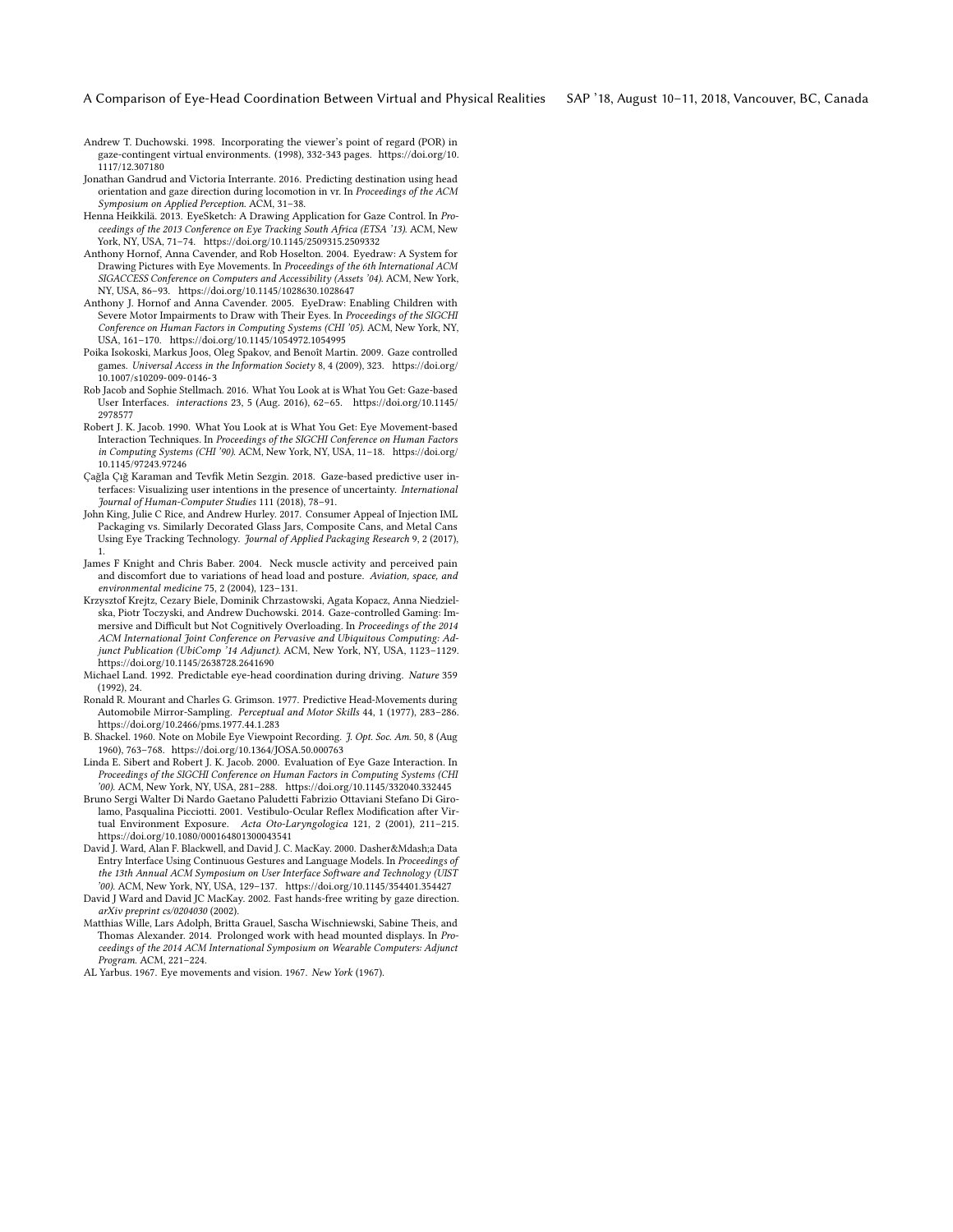Andrew T. Duchowski. 1998. Incorporating the viewer's point of regard (POR) in gaze-contingent virtual environments. (1998), 332-343 pages. https://doi.org/10.1117/12.307180

Jonathan Gandrud and Victoria Interrante. 2016. Predicting destination using head orientation and gaze direction during locomotion in vr. In *Proceedings of the ACM Symposium on Applied Perception*. ACM, 31–38.

Henna Heikkilä. 2013. EyeSketch: A Drawing Application for Gaze Control. In *Proceedings of the 2013 Conference on Eye Tracking South Africa (ETSA '13)*. ACM, New York, NY, USA, 71–74. https://doi.org/10.1145/2509315.2509332

Anthony Hornof, Anna Cavender, and Rob Hoselton. 2004. Eyedraw: A System for Drawing Pictures with Eye Movements. In *Proceedings of the 6th International ACM SIGACCESS Conference on Computers and Accessibility (Assets '04)*. ACM, New York, NY, USA, 86–93. https://doi.org/10.1145/1028630.1028647

Anthony J. Hornof and Anna Cavender. 2005. EyeDraw: Enabling Children with Severe Motor Impairments to Draw with Their Eyes. In *Proceedings of the SIGCHI Conference on Human Factors in Computing Systems (CHI '05)*. ACM, New York, NY, USA, 161–170. https://doi.org/10.1145/1054972.1054995

Poika Isokoski, Markus Joos, Oleg Spakov, and Benoît Martin. 2009. Gaze controlled games. *Universal Access in the Information Society* 8, 4 (2009), 323. https://doi.org/10.1007/s10209-009-0146-3

Rob Jacob and Sophie Stellmach. 2016. What You Look at is What You Get: Gaze-based User Interfaces. *interactions* 23, 5 (Aug. 2016), 62–65. https://doi.org/10.1145/2978577

Robert J. K. Jacob. 1990. What You Look at is What You Get: Eye Movement-based Interaction Techniques. In *Proceedings of the SIGCHI Conference on Human Factors in Computing Systems (CHI '90)*. ACM, New York, NY, USA, 11–18. https://doi.org/10.1145/97243.97246

Çağla Çığ Karaman and Tevfik Metin Sezgin. 2018. Gaze-based predictive user interfaces: Visualizing user intentions in the presence of uncertainty. *International Journal of Human-Computer Studies* 111 (2018), 78–91.

John King, Julie C Rice, and Andrew Hurley. 2017. Consumer Appeal of Injection IML Packaging vs. Similarly Decorated Glass Jars, Composite Cans, and Metal Cans Using Eye Tracking Technology. *Journal of Applied Packaging Research* 9, 2 (2017), 1.

James F Knight and Chris Baber. 2004. Neck muscle activity and perceived pain and discomfort due to variations of head load and posture. *Aviation, space, and environmental medicine* 75, 2 (2004), 123–131.

Krzysztof Krejtz, Cezary Biele, Dominik Chrzastowski, Agata Kopacz, Anna Niedzielska, Piotr Toczyski, and Andrew Duchowski. 2014. Gaze-controlled Gaming: Immersive and Difficult but Not Cognitively Overloading. In *Proceedings of the 2014 ACM International Joint Conference on Pervasive and Ubiquitous Computing: Adjunct Publication (UbiComp '14 Adjunct)*. ACM, New York, NY, USA, 1123–1129. https://doi.org/10.1145/2638728.2641690

Michael Land. 1992. Predictable eye-head coordination during driving. *Nature* 359 (1992), 24.

Ronald R. Mourant and Charles G. Grimson. 1977. Predictive Head-Movements during Automobile Mirror-Sampling. *Perceptual and Motor Skills* 44, 1 (1977), 283–286. https://doi.org/10.2466/pms.1977.44.1.283

B. Shackel. 1960. Note on Mobile Eye Viewpoint Recording. *J. Opt. Soc. Am.* 50, 8 (Aug 1960), 763–768. https://doi.org/10.1364/JOSA.50.000763

Linda E. Sibert and Robert J. K. Jacob. 2000. Evaluation of Eye Gaze Interaction. In *Proceedings of the SIGCHI Conference on Human Factors in Computing Systems (CHI '00)*. ACM, New York, NY, USA, 281–288. https://doi.org/10.1145/332040.332445

Bruno Sergi Walter Di Nardo Gaetano Paludetti Fabrizio Ottaviani Stefano Di Girolamo, Pasqualina Picciotti. 2001. Vestibulo-Ocular Reflex Modification after Virtual Environment Exposure. *Acta Oto-Laryngologica* 121, 2 (2001), 211–215. https://doi.org/10.1080/000164801300043541

David J. Ward, Alan F. Blackwell, and David J. C. MacKay. 2000. Dasher&Mdash;a Data Entry Interface Using Continuous Gestures and Language Models. In *Proceedings of the 13th Annual ACM Symposium on User Interface Software and Technology (UIST '00)*. ACM, New York, NY, USA, 129–137. https://doi.org/10.1145/354401.354427

David J Ward and David JC MacKay. 2002. Fast hands-free writing by gaze direction. *arXiv preprint cs/0204030* (2002).

Matthias Wille, Lars Adolph, Britta Grauel, Sascha Wischniewski, Sabine Theis, and Thomas Alexander. 2014. Prolonged work with head mounted displays. In *Proceedings of the 2014 ACM International Symposium on Wearable Computers: Adjunct Program*. ACM, 221–224.

AL Yarbus. 1967. Eye movements and vision. 1967. *New York* (1967).